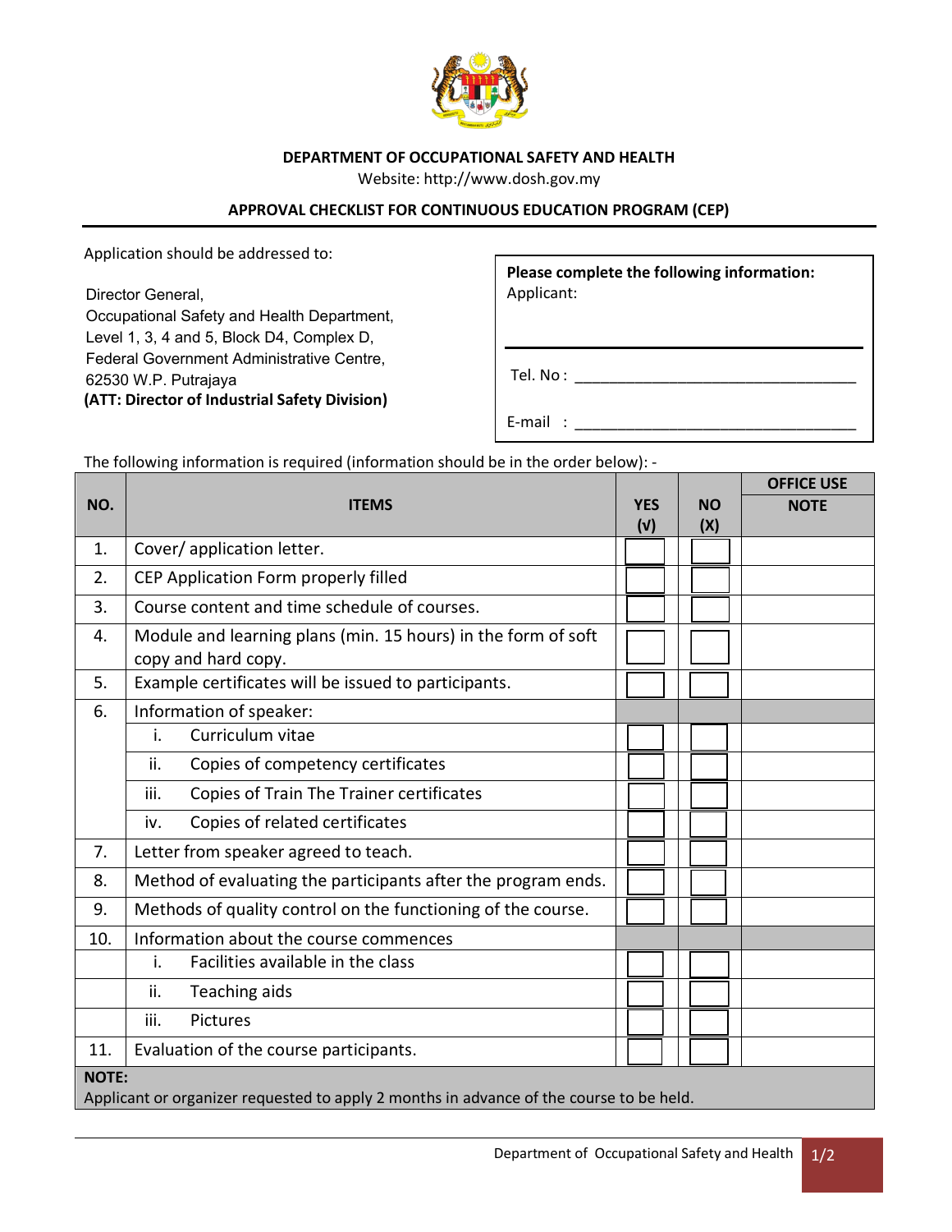**DEPARTMENT OF OCCUPATIONAL SAFETY AND HEALTH**

Website: http://www.dosh.gov.my

## APPROVAL CHECKLIST FOR CONTINUOUS EDUCATION PROGRAM (CEP)

Application should be addressed to:

Director General,
Occupational Safety and Health Department,
Level 1, 3, 4 and 5, Block D4, Complex D,
Federal Government Administrative Centre,
62530 W.P. Putrajaya
**(ATT: Director of Industrial Safety Division)**

**Please complete the following information:**

Applicant:

_______________________________________

Tel. No : _________________________________

E-mail : _________________________________

The following information is required (information should be in the order below): -

| NO. | ITEMS | YES (√) | NO (X) | OFFICE USE NOTE |
|---|---|---|---|---|
| 1. | Cover/ application letter. | ☐ | ☐ | |
| 2. | CEP Application Form properly filled | ☐ | ☐ | |
| 3. | Course content and time schedule of courses. | ☐ | ☐ | |
| 4. | Module and learning plans (min. 15 hours) in the form of soft copy and hard copy. | ☐ | ☐ | |
| 5. | Example certificates will be issued to participants. | ☐ | ☐ | |
| 6. | Information of speaker: | | | |
| | i. Curriculum vitae | ☐ | ☐ | |
| | ii. Copies of competency certificates | ☐ | ☐ | |
| | iii. Copies of Train The Trainer certificates | ☐ | ☐ | |
| | iv. Copies of related certificates | ☐ | ☐ | |
| 7. | Letter from speaker agreed to teach. | ☐ | ☐ | |
| 8. | Method of evaluating the participants after the program ends. | ☐ | ☐ | |
| 9. | Methods of quality control on the functioning of the course. | ☐ | ☐ | |
| 10. | Information about the course commences | | | |
| | i. Facilities available in the class | ☐ | ☐ | |
| | ii. Teaching aids | ☐ | ☐ | |
| | iii. Pictures | ☐ | ☐ | |
| 11. | Evaluation of the course participants. | ☐ | ☐ | |

**NOTE:**
Applicant or organizer requested to apply 2 months in advance of the course to be held.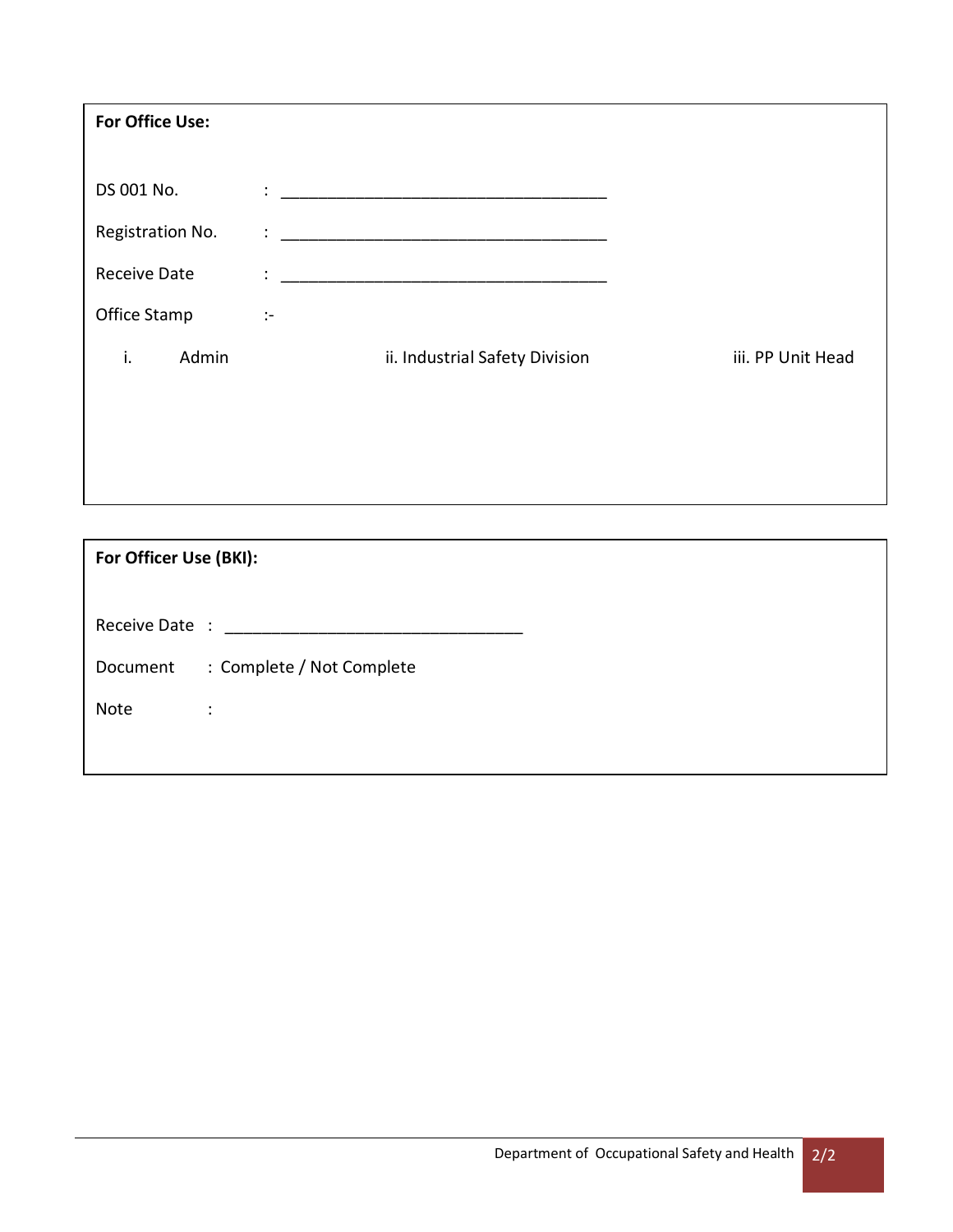**For Office Use:**

DS 001 No. : ___________________________________

Registration No. : ___________________________________

Receive Date : ___________________________________

Office Stamp :-

i. Admin ii. Industrial Safety Division iii. PP Unit Head

**For Officer Use (BKI):**

Receive Date : ________________________________

Document : Complete / Not Complete

Note :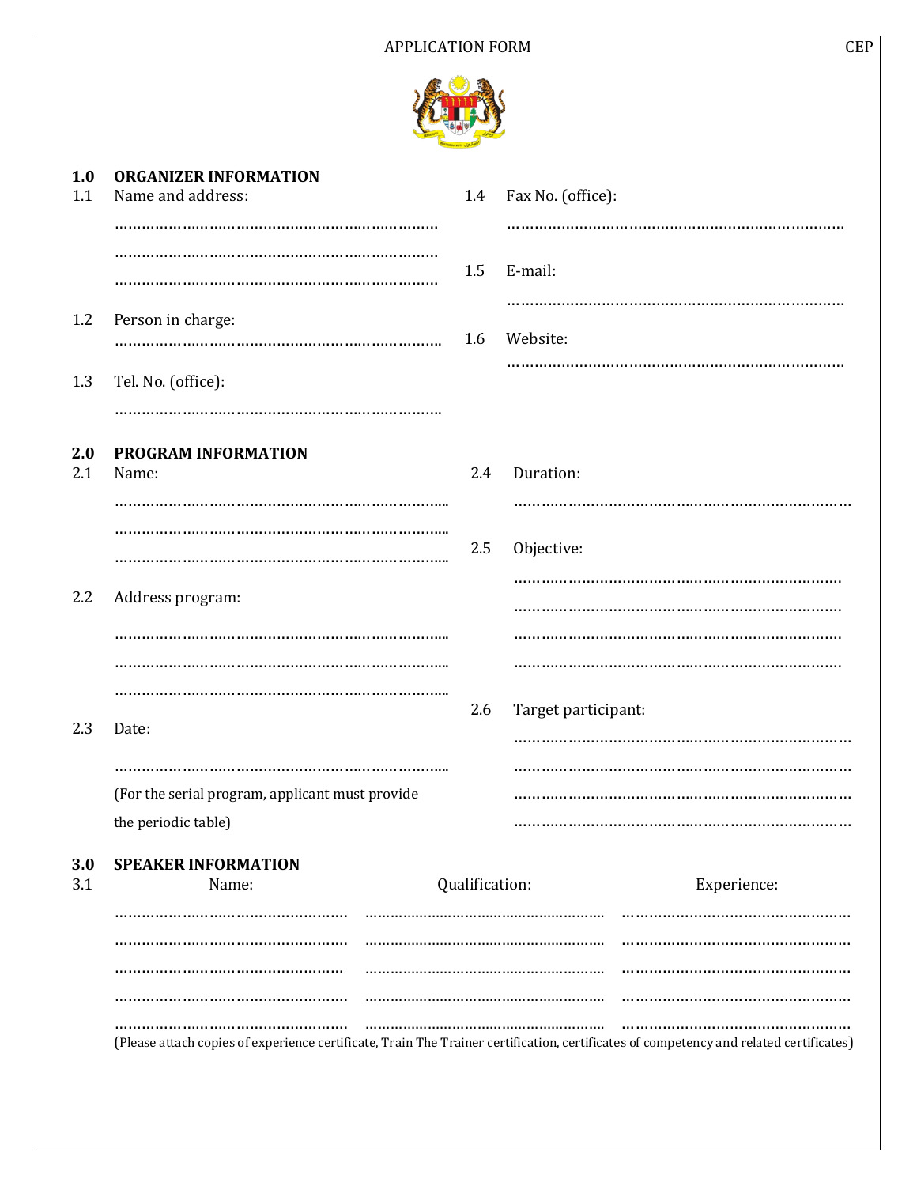APPLICATION FORM

CEP

## 1.0 ORGANIZER INFORMATION

1.1 Name and address:

………………………………………………………………

………………………………………………………………

………………………………………………………………

1.2 Person in charge:

………………………………………………………………

1.3 Tel. No. (office):

………………………………………………………………

1.4 Fax No. (office):

………………………………………………………………

1.5 E-mail:

………………………………………………………………

1.6 Website:

………………………………………………………………

## 2.0 PROGRAM INFORMATION

2.1 Name:

………………………………………………………………

………………………………………………………………

………………………………………………………………

2.2 Address program:

………………………………………………………………

………………………………………………………………

………………………………………………………………

2.3 Date:

………………………………………………………………

(For the serial program, applicant must provide the periodic table)

2.4 Duration:

………………………………………………………………

2.5 Objective:

………………………………………………………………

………………………………………………………………

………………………………………………………………

………………………………………………………………

2.6 Target participant:

………………………………………………………………

………………………………………………………………

………………………………………………………………

………………………………………………………………

## 3.0 SPEAKER INFORMATION

3.1

| Name: | Qualification: | Experience: |
|---|---|---|
| …………………………… | …………………………… | …………………………… |
| …………………………… | …………………………… | …………………………… |
| …………………………… | …………………………… | …………………………… |
| …………………………… | …………………………… | …………………………… |
| …………………………… | …………………………… | …………………………… |

(Please attach copies of experience certificate, Train The Trainer certification, certificates of competency and related certificates)